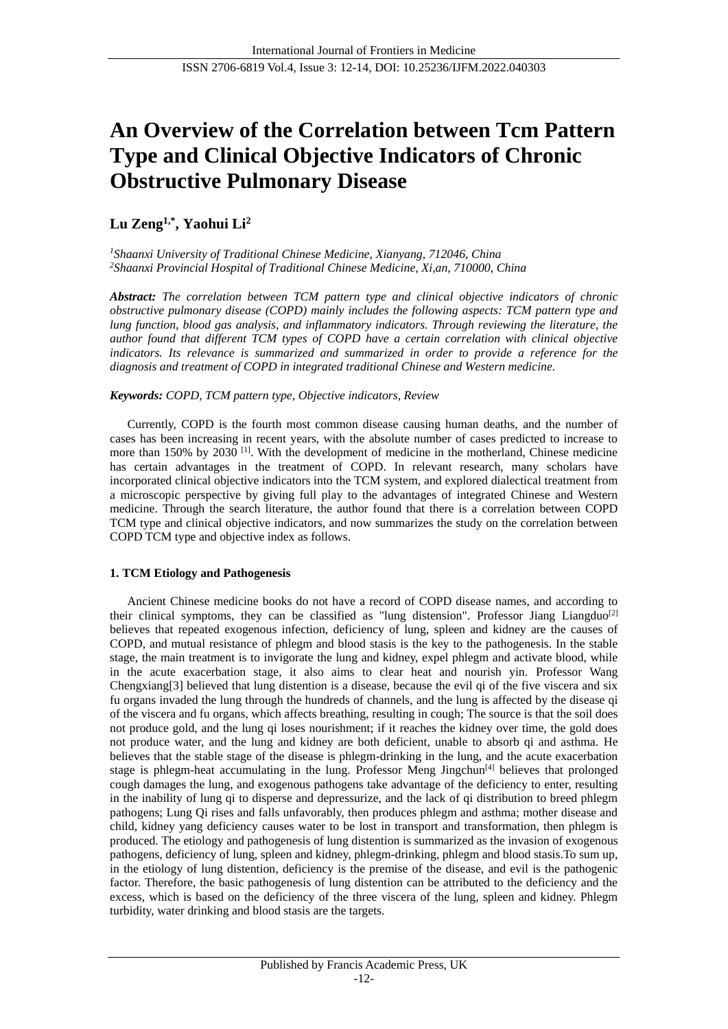// An Overview of the Correlation between Tcm Pattern Type and Clinical Objective Indicators of Chronic Obstructive Pulmonary Disease

**Lu Zeng[1,*], Yaohui Li[2]**

*[1]Shaanxi University of Traditional Chinese Medicine, Xianyang, 712046, China*
*[2]Shaanxi Provincial Hospital of Traditional Chinese Medicine, Xi,an, 710000, China*

***Abstract:** The correlation between TCM pattern type and clinical objective indicators of chronic obstructive pulmonary disease (COPD) mainly includes the following aspects: TCM pattern type and lung function, blood gas analysis, and inflammatory indicators. Through reviewing the literature, the author found that different TCM types of COPD have a certain correlation with clinical objective indicators. Its relevance is summarized and summarized in order to provide a reference for the diagnosis and treatment of COPD in integrated traditional Chinese and Western medicine.*

***Keywords:** COPD, TCM pattern type, Objective indicators, Review*

Currently, COPD is the fourth most common disease causing human deaths, and the number of cases has been increasing in recent years, with the absolute number of cases predicted to increase to more than 150% by 2030 [1]. With the development of medicine in the motherland, Chinese medicine has certain advantages in the treatment of COPD. In relevant research, many scholars have incorporated clinical objective indicators into the TCM system, and explored dialectical treatment from a microscopic perspective by giving full play to the advantages of integrated Chinese and Western medicine. Through the search literature, the author found that there is a correlation between COPD TCM type and clinical objective indicators, and now summarizes the study on the correlation between COPD TCM type and objective index as follows.

## 1. TCM Etiology and Pathogenesis

Ancient Chinese medicine books do not have a record of COPD disease names, and according to their clinical symptoms, they can be classified as "lung distension". Professor Jiang Liangduo[2] believes that repeated exogenous infection, deficiency of lung, spleen and kidney are the causes of COPD, and mutual resistance of phlegm and blood stasis is the key to the pathogenesis. In the stable stage, the main treatment is to invigorate the lung and kidney, expel phlegm and activate blood, while in the acute exacerbation stage, it also aims to clear heat and nourish yin. Professor Wang Chengxiang[3] believed that lung distention is a disease, because the evil qi of the five viscera and six fu organs invaded the lung through the hundreds of channels, and the lung is affected by the disease qi of the viscera and fu organs, which affects breathing, resulting in cough; The source is that the soil does not produce gold, and the lung qi loses nourishment; if it reaches the kidney over time, the gold does not produce water, and the lung and kidney are both deficient, unable to absorb qi and asthma. He believes that the stable stage of the disease is phlegm-drinking in the lung, and the acute exacerbation stage is phlegm-heat accumulating in the lung. Professor Meng Jingchun[4] believes that prolonged cough damages the lung, and exogenous pathogens take advantage of the deficiency to enter, resulting in the inability of lung qi to disperse and depressurize, and the lack of qi distribution to breed phlegm pathogens; Lung Qi rises and falls unfavorably, then produces phlegm and asthma; mother disease and child, kidney yang deficiency causes water to be lost in transport and transformation, then phlegm is produced. The etiology and pathogenesis of lung distention is summarized as the invasion of exogenous pathogens, deficiency of lung, spleen and kidney, phlegm-drinking, phlegm and blood stasis.To sum up, in the etiology of lung distention, deficiency is the premise of the disease, and evil is the pathogenic factor. Therefore, the basic pathogenesis of lung distention can be attributed to the deficiency and the excess, which is based on the deficiency of the three viscera of the lung, spleen and kidney. Phlegm turbidity, water drinking and blood stasis are the targets.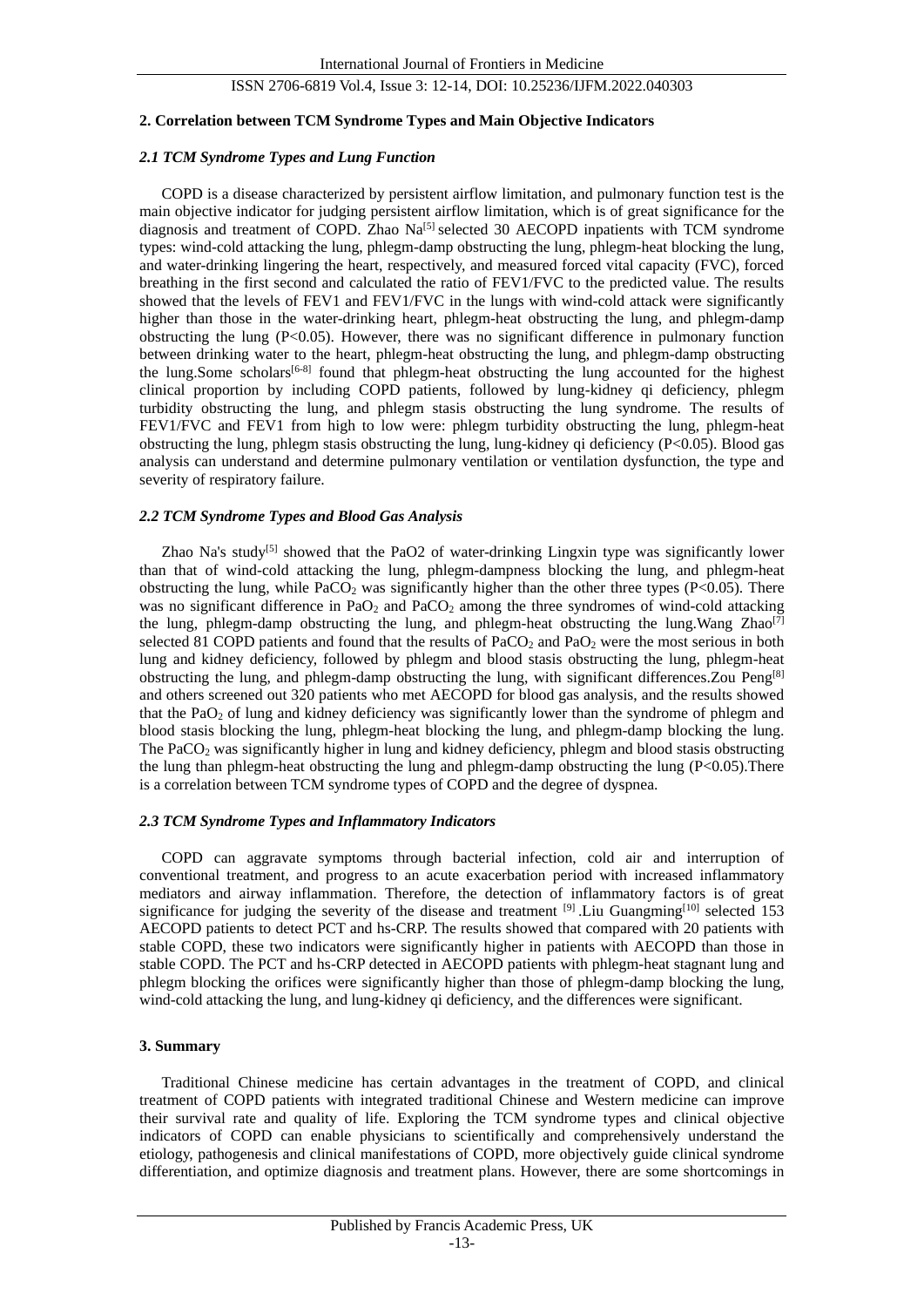## 2. Correlation between TCM Syndrome Types and Main Objective Indicators

### *2.1 TCM Syndrome Types and Lung Function*

COPD is a disease characterized by persistent airflow limitation, and pulmonary function test is the main objective indicator for judging persistent airflow limitation, which is of great significance for the diagnosis and treatment of COPD. Zhao Na[5] selected 30 AECOPD inpatients with TCM syndrome types: wind-cold attacking the lung, phlegm-damp obstructing the lung, phlegm-heat blocking the lung, and water-drinking lingering the heart, respectively, and measured forced vital capacity (FVC), forced breathing in the first second and calculated the ratio of FEV1/FVC to the predicted value. The results showed that the levels of FEV1 and FEV1/FVC in the lungs with wind-cold attack were significantly higher than those in the water-drinking heart, phlegm-heat obstructing the lung, and phlegm-damp obstructing the lung ($P<0.05$). However, there was no significant difference in pulmonary function between drinking water to the heart, phlegm-heat obstructing the lung, and phlegm-damp obstructing the lung.Some scholars[6-8] found that phlegm-heat obstructing the lung accounted for the highest clinical proportion by including COPD patients, followed by lung-kidney qi deficiency, phlegm turbidity obstructing the lung, and phlegm stasis obstructing the lung syndrome. The results of FEV1/FVC and FEV1 from high to low were: phlegm turbidity obstructing the lung, phlegm-heat obstructing the lung, phlegm stasis obstructing the lung, lung-kidney qi deficiency ($P<0.05$). Blood gas analysis can understand and determine pulmonary ventilation or ventilation dysfunction, the type and severity of respiratory failure.

### *2.2 TCM Syndrome Types and Blood Gas Analysis*

Zhao Na's study[5] showed that the PaO2 of water-drinking Lingxin type was significantly lower than that of wind-cold attacking the lung, phlegm-dampness blocking the lung, and phlegm-heat obstructing the lung, while $PaCO_2$ was significantly higher than the other three types ($P<0.05$). There was no significant difference in $PaO_2$ and $PaCO_2$ among the three syndromes of wind-cold attacking the lung, phlegm-damp obstructing the lung, and phlegm-heat obstructing the lung.Wang Zhao[7] selected 81 COPD patients and found that the results of $PaCO_2$ and $PaO_2$ were the most serious in both lung and kidney deficiency, followed by phlegm and blood stasis obstructing the lung, phlegm-heat obstructing the lung, and phlegm-damp obstructing the lung, with significant differences.Zou Peng[8] and others screened out 320 patients who met AECOPD for blood gas analysis, and the results showed that the $PaO_2$ of lung and kidney deficiency was significantly lower than the syndrome of phlegm and blood stasis blocking the lung, phlegm-heat blocking the lung, and phlegm-damp blocking the lung. The $PaCO_2$ was significantly higher in lung and kidney deficiency, phlegm and blood stasis obstructing the lung than phlegm-heat obstructing the lung and phlegm-damp obstructing the lung ($P<0.05$).There is a correlation between TCM syndrome types of COPD and the degree of dyspnea.

### *2.3 TCM Syndrome Types and Inflammatory Indicators*

COPD can aggravate symptoms through bacterial infection, cold air and interruption of conventional treatment, and progress to an acute exacerbation period with increased inflammatory mediators and airway inflammation. Therefore, the detection of inflammatory factors is of great significance for judging the severity of the disease and treatment [9] .Liu Guangming[10] selected 153 AECOPD patients to detect PCT and hs-CRP. The results showed that compared with 20 patients with stable COPD, these two indicators were significantly higher in patients with AECOPD than those in stable COPD. The PCT and hs-CRP detected in AECOPD patients with phlegm-heat stagnant lung and phlegm blocking the orifices were significantly higher than those of phlegm-damp blocking the lung, wind-cold attacking the lung, and lung-kidney qi deficiency, and the differences were significant.

## 3. Summary

Traditional Chinese medicine has certain advantages in the treatment of COPD, and clinical treatment of COPD patients with integrated traditional Chinese and Western medicine can improve their survival rate and quality of life. Exploring the TCM syndrome types and clinical objective indicators of COPD can enable physicians to scientifically and comprehensively understand the etiology, pathogenesis and clinical manifestations of COPD, more objectively guide clinical syndrome differentiation, and optimize diagnosis and treatment plans. However, there are some shortcomings in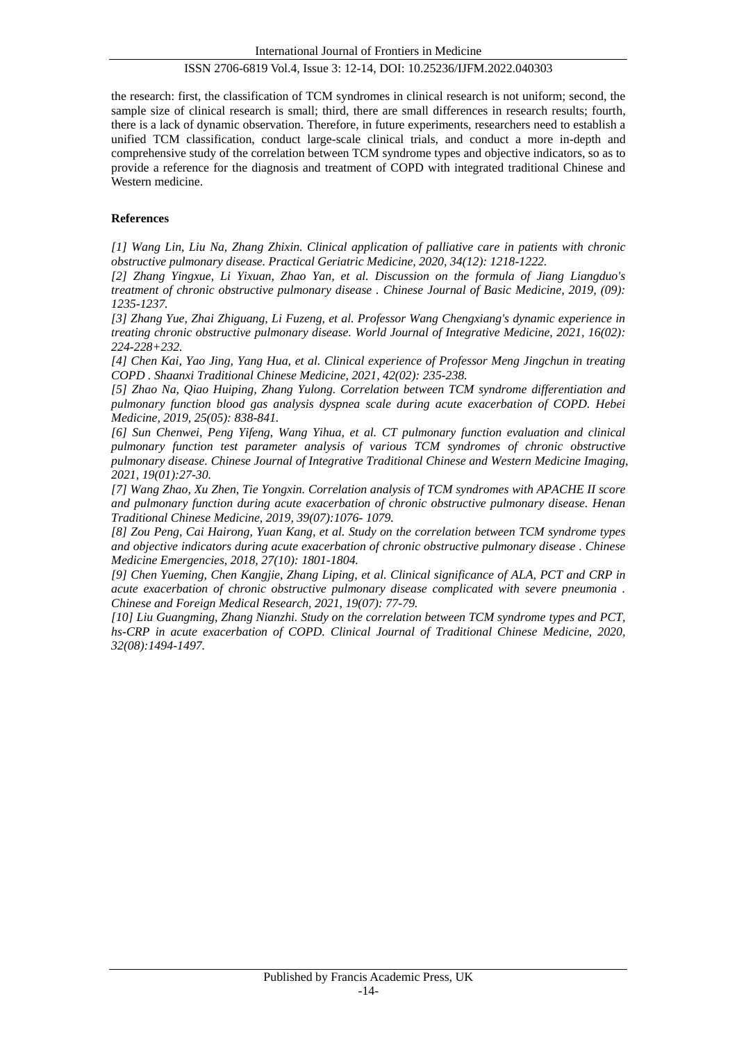the research: first, the classification of TCM syndromes in clinical research is not uniform; second, the sample size of clinical research is small; third, there are small differences in research results; fourth, there is a lack of dynamic observation. Therefore, in future experiments, researchers need to establish a unified TCM classification, conduct large-scale clinical trials, and conduct a more in-depth and comprehensive study of the correlation between TCM syndrome types and objective indicators, so as to provide a reference for the diagnosis and treatment of COPD with integrated traditional Chinese and Western medicine.

## References

*[1] Wang Lin, Liu Na, Zhang Zhixin. Clinical application of palliative care in patients with chronic obstructive pulmonary disease. Practical Geriatric Medicine, 2020, 34(12): 1218-1222.*

*[2] Zhang Yingxue, Li Yixuan, Zhao Yan, et al. Discussion on the formula of Jiang Liangduo's treatment of chronic obstructive pulmonary disease . Chinese Journal of Basic Medicine, 2019, (09): 1235-1237.*

*[3] Zhang Yue, Zhai Zhiguang, Li Fuzeng, et al. Professor Wang Chengxiang's dynamic experience in treating chronic obstructive pulmonary disease. World Journal of Integrative Medicine, 2021, 16(02): 224-228+232.*

*[4] Chen Kai, Yao Jing, Yang Hua, et al. Clinical experience of Professor Meng Jingchun in treating COPD . Shaanxi Traditional Chinese Medicine, 2021, 42(02): 235-238.*

*[5] Zhao Na, Qiao Huiping, Zhang Yulong. Correlation between TCM syndrome differentiation and pulmonary function blood gas analysis dyspnea scale during acute exacerbation of COPD. Hebei Medicine, 2019, 25(05): 838-841.*

*[6] Sun Chenwei, Peng Yifeng, Wang Yihua, et al. CT pulmonary function evaluation and clinical pulmonary function test parameter analysis of various TCM syndromes of chronic obstructive pulmonary disease. Chinese Journal of Integrative Traditional Chinese and Western Medicine Imaging, 2021, 19(01):27-30.*

*[7] Wang Zhao, Xu Zhen, Tie Yongxin. Correlation analysis of TCM syndromes with APACHE II score and pulmonary function during acute exacerbation of chronic obstructive pulmonary disease. Henan Traditional Chinese Medicine, 2019, 39(07):1076- 1079.*

*[8] Zou Peng, Cai Hairong, Yuan Kang, et al. Study on the correlation between TCM syndrome types and objective indicators during acute exacerbation of chronic obstructive pulmonary disease . Chinese Medicine Emergencies, 2018, 27(10): 1801-1804.*

*[9] Chen Yueming, Chen Kangjie, Zhang Liping, et al. Clinical significance of ALA, PCT and CRP in acute exacerbation of chronic obstructive pulmonary disease complicated with severe pneumonia . Chinese and Foreign Medical Research, 2021, 19(07): 77-79.*

*[10] Liu Guangming, Zhang Nianzhi. Study on the correlation between TCM syndrome types and PCT, hs-CRP in acute exacerbation of COPD. Clinical Journal of Traditional Chinese Medicine, 2020, 32(08):1494-1497.*